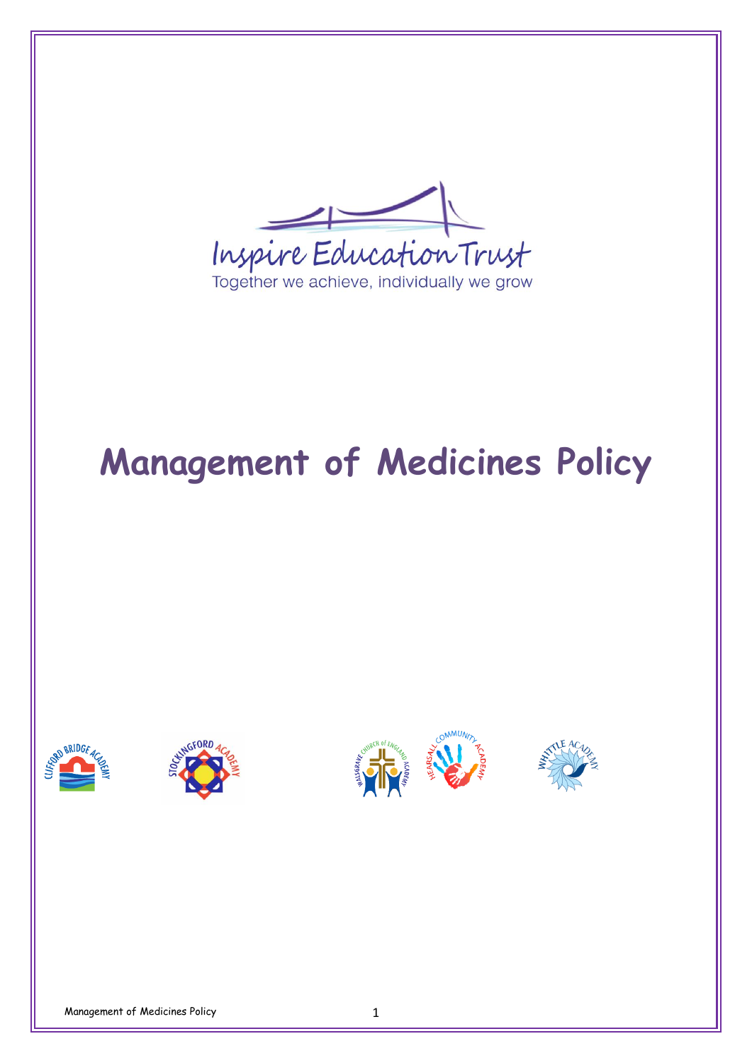Inspire Education Trust

Together we achieve, individually we grow

# Management of Medicines Policy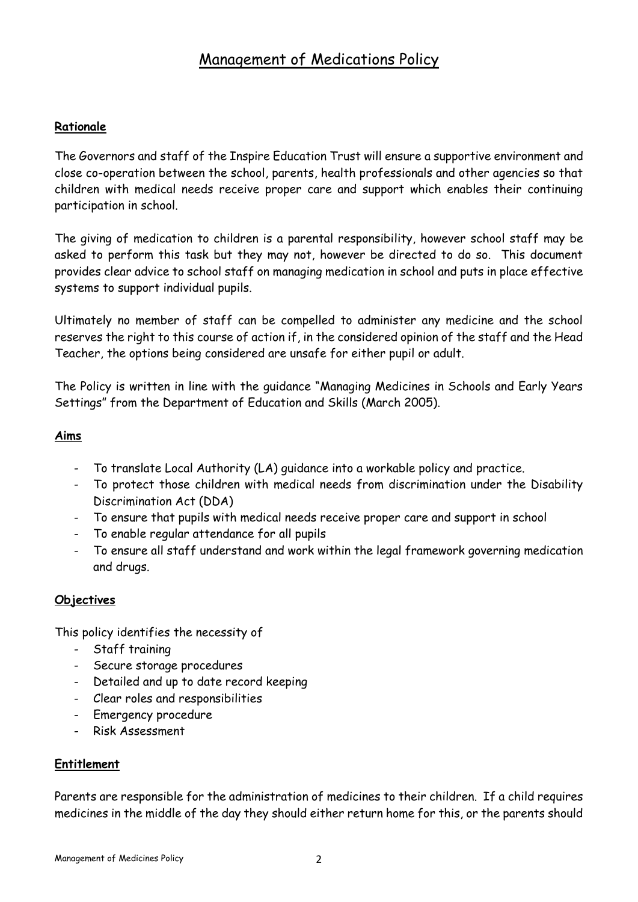# Management of Medications Policy

**Rationale**

The Governors and staff of the Inspire Education Trust will ensure a supportive environment and close co-operation between the school, parents, health professionals and other agencies so that children with medical needs receive proper care and support which enables their continuing participation in school.

The giving of medication to children is a parental responsibility, however school staff may be asked to perform this task but they may not, however be directed to do so. This document provides clear advice to school staff on managing medication in school and puts in place effective systems to support individual pupils.

Ultimately no member of staff can be compelled to administer any medicine and the school reserves the right to this course of action if, in the considered opinion of the staff and the Head Teacher, the options being considered are unsafe for either pupil or adult.

The Policy is written in line with the guidance "Managing Medicines in Schools and Early Years Settings" from the Department of Education and Skills (March 2005).

**Aims**

- To translate Local Authority (LA) guidance into a workable policy and practice.
- To protect those children with medical needs from discrimination under the Disability Discrimination Act (DDA)
- To ensure that pupils with medical needs receive proper care and support in school
- To enable regular attendance for all pupils
- To ensure all staff understand and work within the legal framework governing medication and drugs.

**Objectives**

This policy identifies the necessity of

- Staff training
- Secure storage procedures
- Detailed and up to date record keeping
- Clear roles and responsibilities
- Emergency procedure
- Risk Assessment

**Entitlement**

Parents are responsible for the administration of medicines to their children. If a child requires medicines in the middle of the day they should either return home for this, or the parents should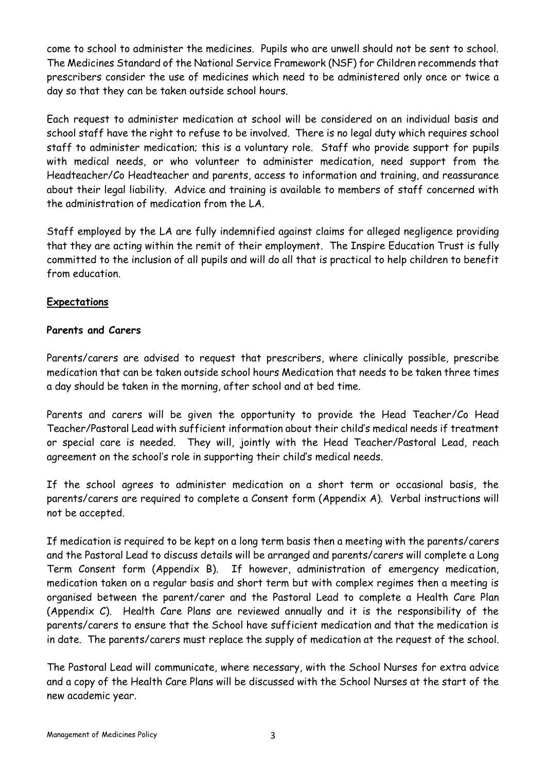come to school to administer the medicines. Pupils who are unwell should not be sent to school. The Medicines Standard of the National Service Framework (NSF) for Children recommends that prescribers consider the use of medicines which need to be administered only once or twice a day so that they can be taken outside school hours.

Each request to administer medication at school will be considered on an individual basis and school staff have the right to refuse to be involved. There is no legal duty which requires school staff to administer medication; this is a voluntary role. Staff who provide support for pupils with medical needs, or who volunteer to administer medication, need support from the Headteacher/Co Headteacher and parents, access to information and training, and reassurance about their legal liability. Advice and training is available to members of staff concerned with the administration of medication from the LA.

Staff employed by the LA are fully indemnified against claims for alleged negligence providing that they are acting within the remit of their employment. The Inspire Education Trust is fully committed to the inclusion of all pupils and will do all that is practical to help children to benefit from education.

## Expectations

### Parents and Carers

Parents/carers are advised to request that prescribers, where clinically possible, prescribe medication that can be taken outside school hours Medication that needs to be taken three times a day should be taken in the morning, after school and at bed time.

Parents and carers will be given the opportunity to provide the Head Teacher/Co Head Teacher/Pastoral Lead with sufficient information about their child's medical needs if treatment or special care is needed. They will, jointly with the Head Teacher/Pastoral Lead, reach agreement on the school's role in supporting their child's medical needs.

If the school agrees to administer medication on a short term or occasional basis, the parents/carers are required to complete a Consent form (Appendix A). Verbal instructions will not be accepted.

If medication is required to be kept on a long term basis then a meeting with the parents/carers and the Pastoral Lead to discuss details will be arranged and parents/carers will complete a Long Term Consent form (Appendix B). If however, administration of emergency medication, medication taken on a regular basis and short term but with complex regimes then a meeting is organised between the parent/carer and the Pastoral Lead to complete a Health Care Plan (Appendix C). Health Care Plans are reviewed annually and it is the responsibility of the parents/carers to ensure that the School have sufficient medication and that the medication is in date. The parents/carers must replace the supply of medication at the request of the school.

The Pastoral Lead will communicate, where necessary, with the School Nurses for extra advice and a copy of the Health Care Plans will be discussed with the School Nurses at the start of the new academic year.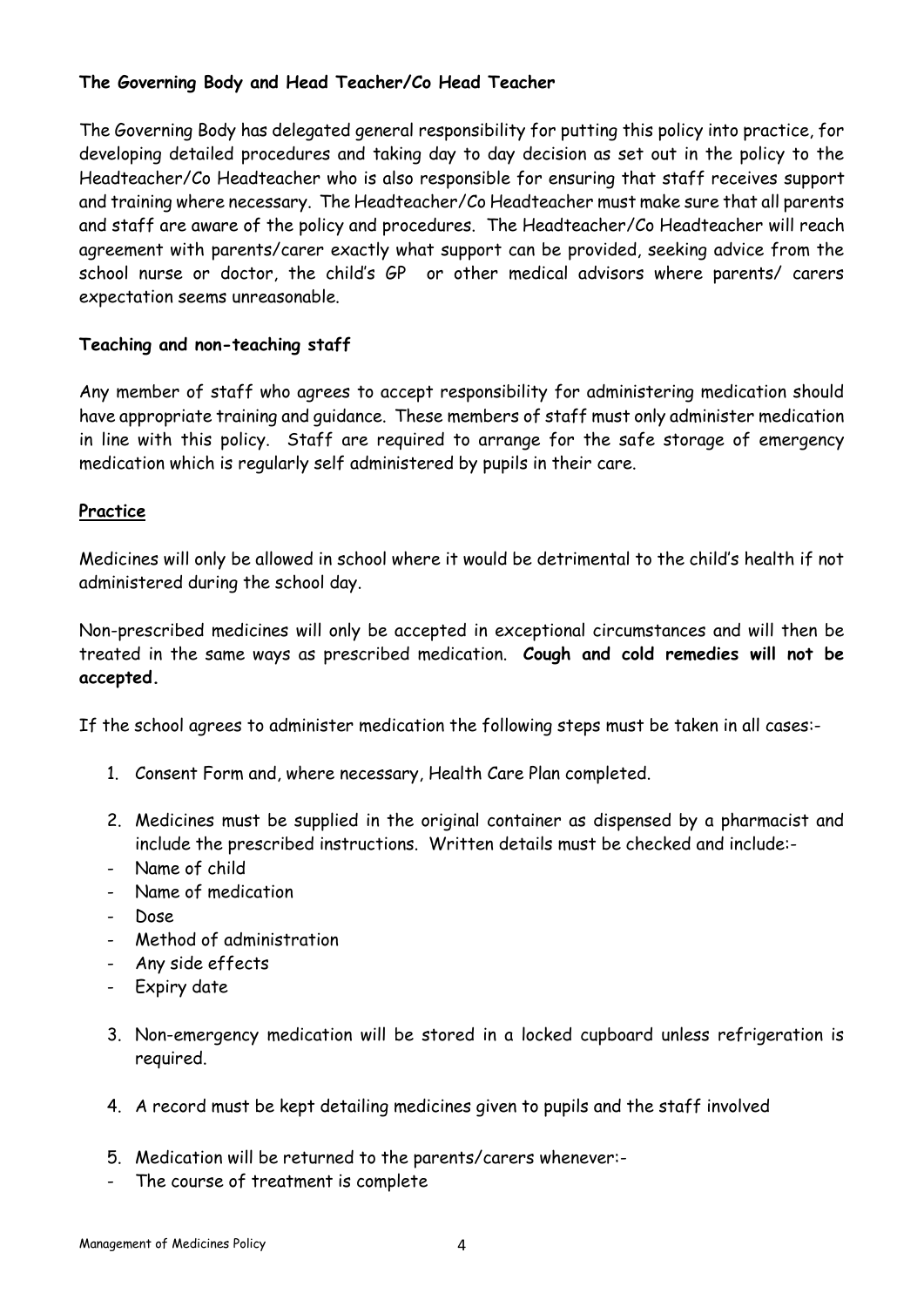**The Governing Body and Head Teacher/Co Head Teacher**

The Governing Body has delegated general responsibility for putting this policy into practice, for developing detailed procedures and taking day to day decision as set out in the policy to the Headteacher/Co Headteacher who is also responsible for ensuring that staff receives support and training where necessary. The Headteacher/Co Headteacher must make sure that all parents and staff are aware of the policy and procedures. The Headteacher/Co Headteacher will reach agreement with parents/carer exactly what support can be provided, seeking advice from the school nurse or doctor, the child's GP or other medical advisors where parents/ carers expectation seems unreasonable.

**Teaching and non-teaching staff**

Any member of staff who agrees to accept responsibility for administering medication should have appropriate training and guidance. These members of staff must only administer medication in line with this policy. Staff are required to arrange for the safe storage of emergency medication which is regularly self administered by pupils in their care.

**Practice**

Medicines will only be allowed in school where it would be detrimental to the child's health if not administered during the school day.

Non-prescribed medicines will only be accepted in exceptional circumstances and will then be treated in the same ways as prescribed medication. **Cough and cold remedies will not be accepted.**

If the school agrees to administer medication the following steps must be taken in all cases:-

1. Consent Form and, where necessary, Health Care Plan completed.
2. Medicines must be supplied in the original container as dispensed by a pharmacist and include the prescribed instructions. Written details must be checked and include:-
   - Name of child
   - Name of medication
   - Dose
   - Method of administration
   - Any side effects
   - Expiry date
3. Non-emergency medication will be stored in a locked cupboard unless refrigeration is required.
4. A record must be kept detailing medicines given to pupils and the staff involved
5. Medication will be returned to the parents/carers whenever:-
   - The course of treatment is complete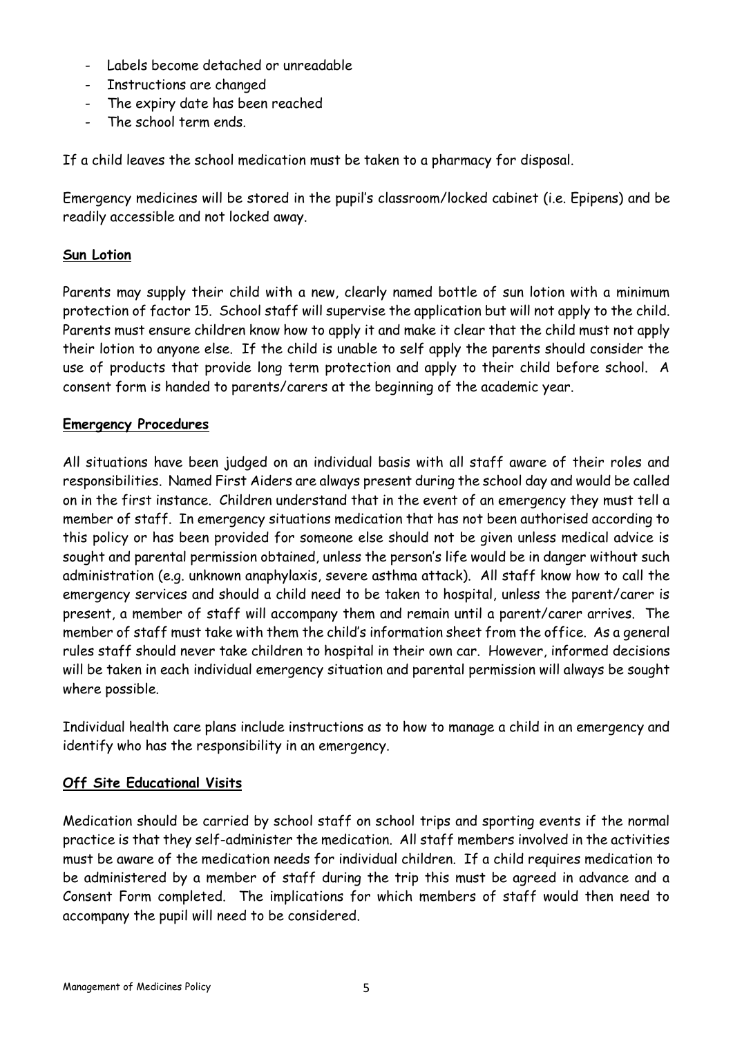- Labels become detached or unreadable
- Instructions are changed
- The expiry date has been reached
- The school term ends.

If a child leaves the school medication must be taken to a pharmacy for disposal.

Emergency medicines will be stored in the pupil's classroom/locked cabinet (i.e. Epipens) and be readily accessible and not locked away.

## Sun Lotion

Parents may supply their child with a new, clearly named bottle of sun lotion with a minimum protection of factor 15. School staff will supervise the application but will not apply to the child. Parents must ensure children know how to apply it and make it clear that the child must not apply their lotion to anyone else. If the child is unable to self apply the parents should consider the use of products that provide long term protection and apply to their child before school. A consent form is handed to parents/carers at the beginning of the academic year.

## Emergency Procedures

All situations have been judged on an individual basis with all staff aware of their roles and responsibilities. Named First Aiders are always present during the school day and would be called on in the first instance. Children understand that in the event of an emergency they must tell a member of staff. In emergency situations medication that has not been authorised according to this policy or has been provided for someone else should not be given unless medical advice is sought and parental permission obtained, unless the person's life would be in danger without such administration (e.g. unknown anaphylaxis, severe asthma attack). All staff know how to call the emergency services and should a child need to be taken to hospital, unless the parent/carer is present, a member of staff will accompany them and remain until a parent/carer arrives. The member of staff must take with them the child's information sheet from the office. As a general rules staff should never take children to hospital in their own car. However, informed decisions will be taken in each individual emergency situation and parental permission will always be sought where possible.

Individual health care plans include instructions as to how to manage a child in an emergency and identify who has the responsibility in an emergency.

## Off Site Educational Visits

Medication should be carried by school staff on school trips and sporting events if the normal practice is that they self-administer the medication. All staff members involved in the activities must be aware of the medication needs for individual children. If a child requires medication to be administered by a member of staff during the trip this must be agreed in advance and a Consent Form completed. The implications for which members of staff would then need to accompany the pupil will need to be considered.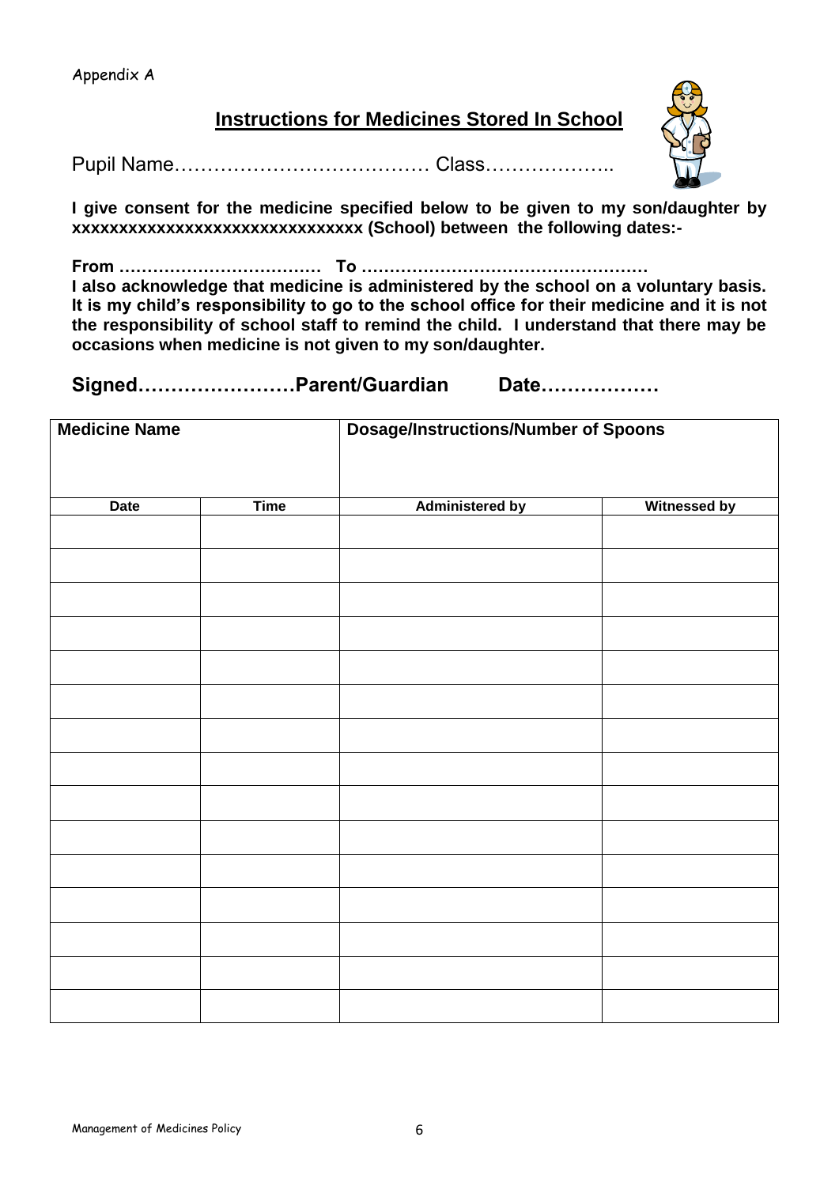Appendix A

## Instructions for Medicines Stored In School

Pupil Name………………………………… Class………………..

**I give consent for the medicine specified below to be given to my son/daughter by xxxxxxxxxxxxxxxxxxxxxxxxxxxxxx (School) between the following dates:-**

**From ……………………………… To ……………………………………………**

**I also acknowledge that medicine is administered by the school on a voluntary basis. It is my child's responsibility to go to the school office for their medicine and it is not the responsibility of school staff to remind the child. I understand that there may be occasions when medicine is not given to my son/daughter.**

**Signed……………………Parent/Guardian Date………………**

| Medicine Name | | Dosage/Instructions/Number of Spoons | |
|---|---|---|---|
| **Date** | **Time** | **Administered by** | **Witnessed by** |
| | | | |
| | | | |
| | | | |
| | | | |
| | | | |
| | | | |
| | | | |
| | | | |
| | | | |
| | | | |
| | | | |
| | | | |
| | | | |
| | | | |
| | | | |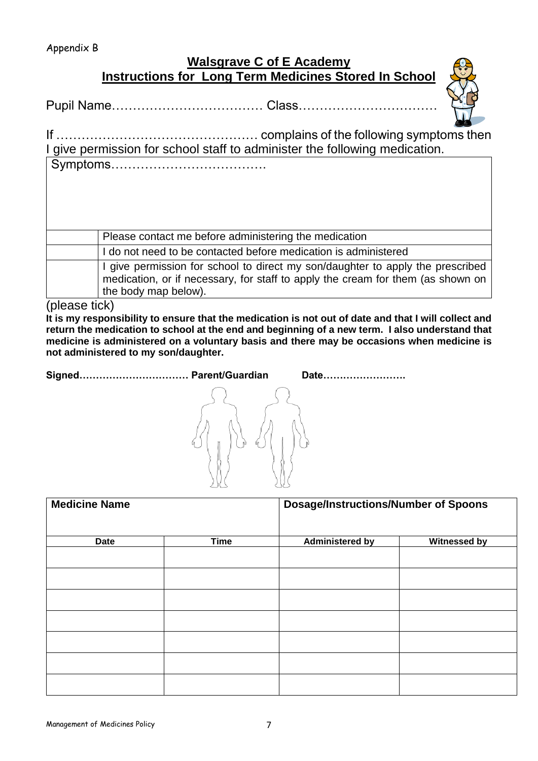Appendix B

## Walsgrave C of E Academy
## Instructions for Long Term Medicines Stored In School

Pupil Name……………………………… Class……………………………

If ………………………………………… complains of the following symptoms then I give permission for school staff to administer the following medication.

| Symptoms………………………………. | |
|---|---|
| | Please contact me before administering the medication |
| | I do not need to be contacted before medication is administered |
| | I give permission for school to direct my son/daughter to apply the prescribed medication, or if necessary, for staff to apply the cream for them (as shown on the body map below). |

(please tick)

**It is my responsibility to ensure that the medication is not out of date and that I will collect and return the medication to school at the end and beginning of a new term. I also understand that medicine is administered on a voluntary basis and there may be occasions when medicine is not administered to my son/daughter.**

**Signed…………………………… Parent/Guardian Date…………………….**

| Medicine Name | | Dosage/Instructions/Number of Spoons | |
|---|---|---|---|
| **Date** | **Time** | **Administered by** | **Witnessed by** |
| | | | |
| | | | |
| | | | |
| | | | |
| | | | |
| | | | |
| | | | |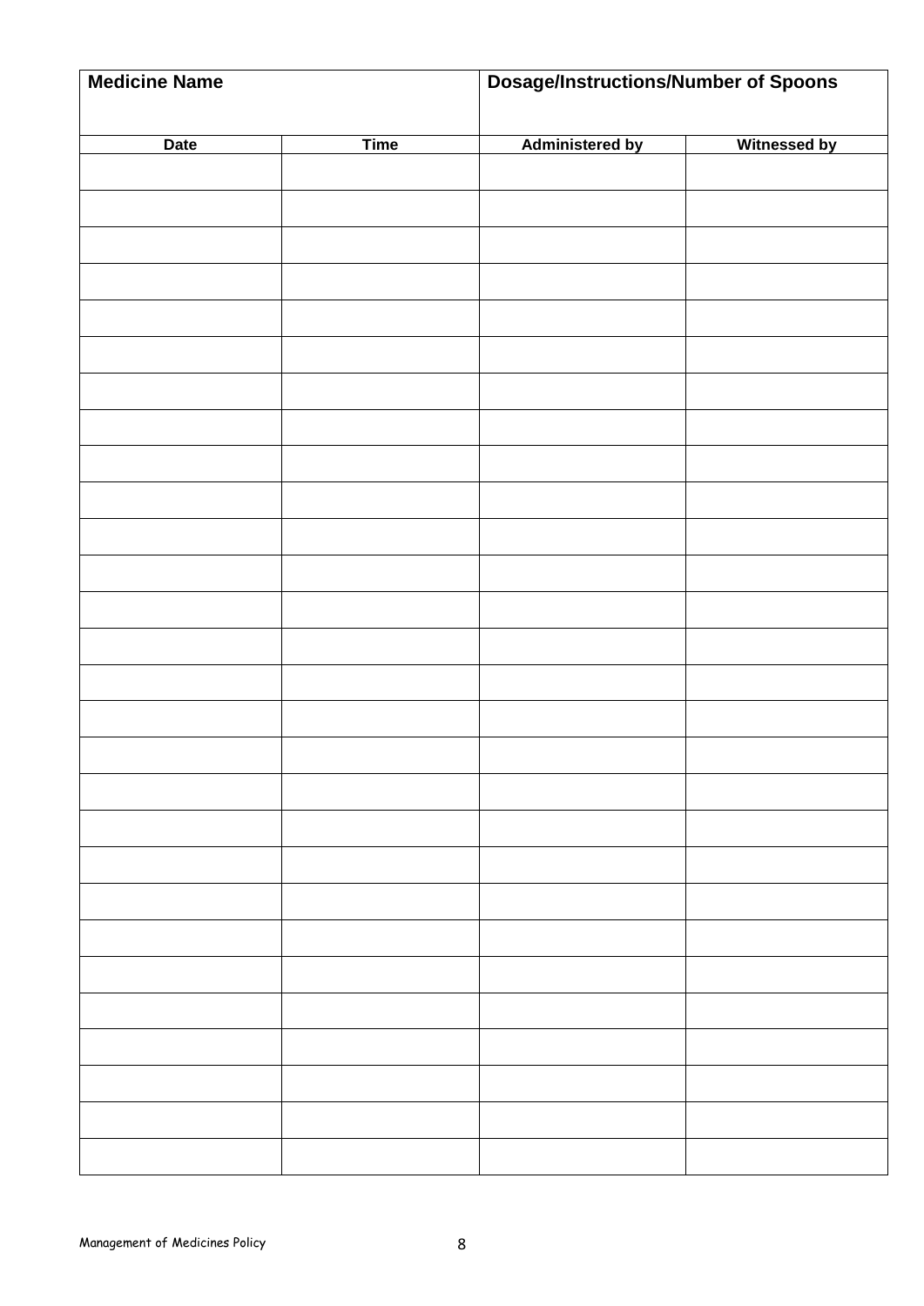| Medicine Name | | Dosage/Instructions/Number of Spoons | |
|---|---|---|---|
| **Date** | **Time** | **Administered by** | **Witnessed by** |
| | | | |
| | | | |
| | | | |
| | | | |
| | | | |
| | | | |
| | | | |
| | | | |
| | | | |
| | | | |
| | | | |
| | | | |
| | | | |
| | | | |
| | | | |
| | | | |
| | | | |
| | | | |
| | | | |
| | | | |
| | | | |
| | | | |
| | | | |
| | | | |
| | | | |
| | | | |
| | | | |
| | | | |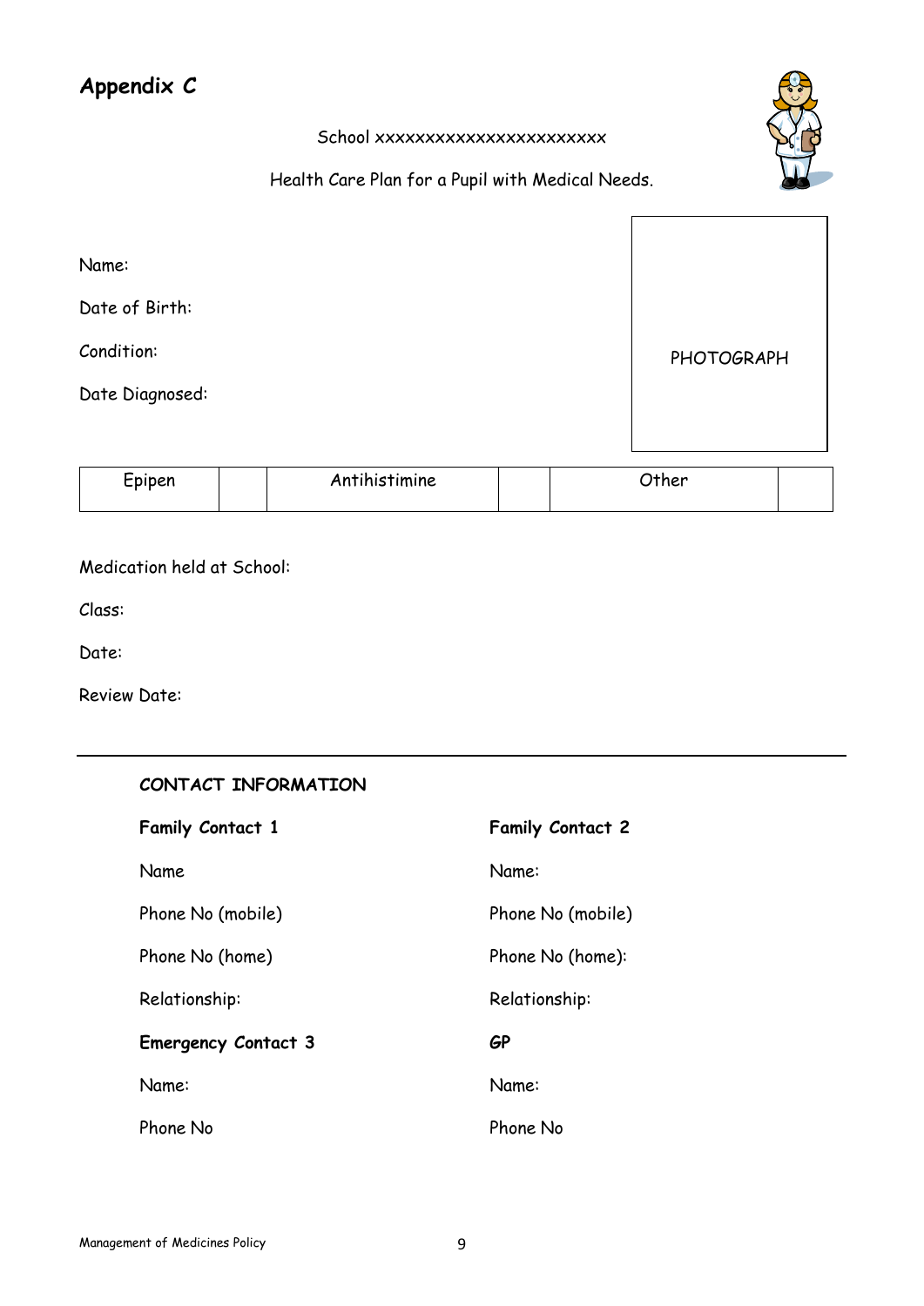# Appendix C

School xxxxxxxxxxxxxxxxxxxxxx

Health Care Plan for a Pupil with Medical Needs.

Name:

Date of Birth:

Condition:

Date Diagnosed:

PHOTOGRAPH

| Epipen | | Antihistimine | | Other | |
|---|---|---|---|---|---|

Medication held at School:

Class:

Date:

Review Date:

---

**CONTACT INFORMATION**

**Family Contact 1**

Name

Phone No (mobile)

Phone No (home)

Relationship:

**Family Contact 2**

Name:

Phone No (mobile)

Phone No (home):

Relationship:

**Emergency Contact 3**

Name:

Phone No

**GP**

Name:

Phone No

Management of Medicines Policy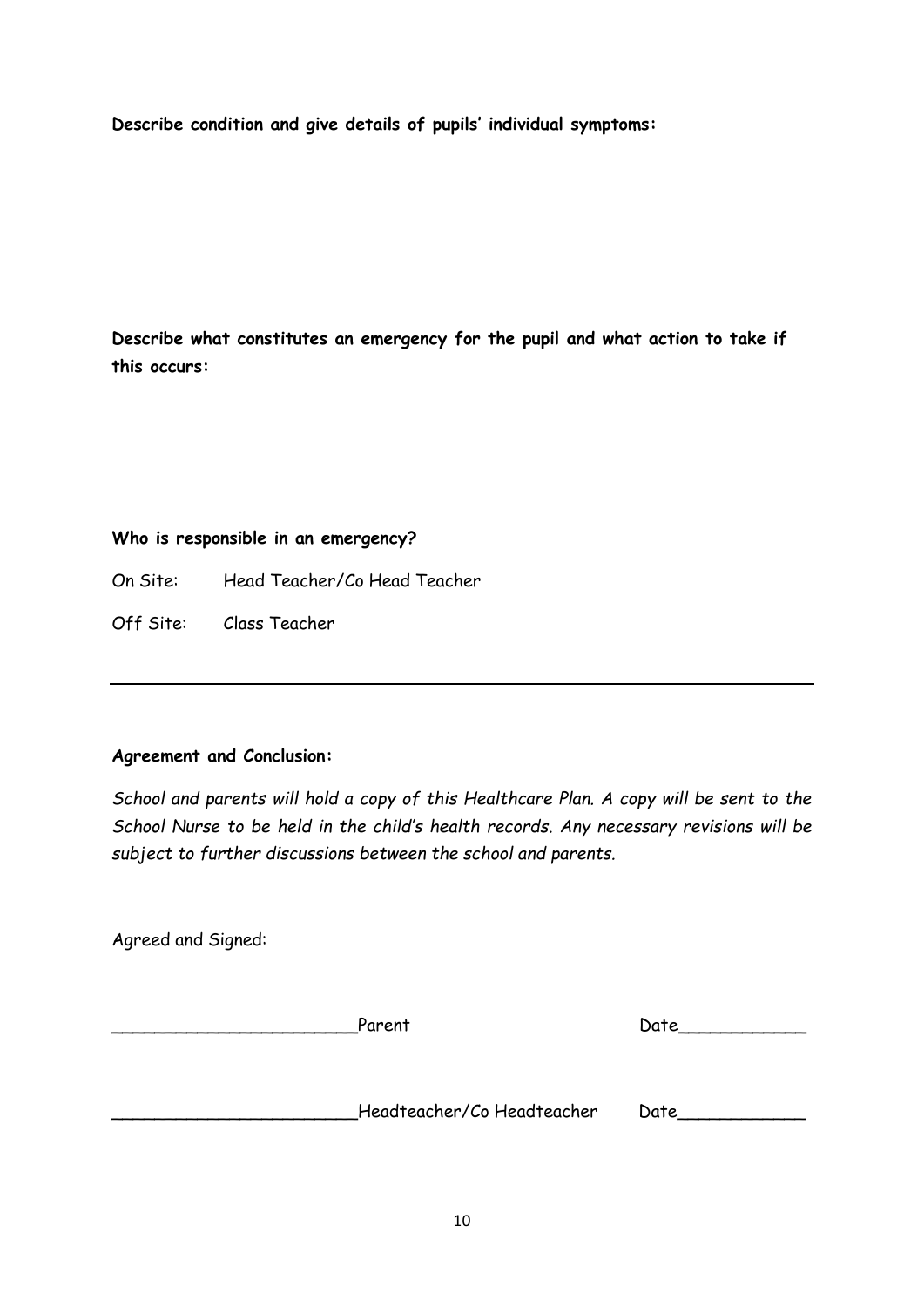**Describe condition and give details of pupils' individual symptoms:**

**Describe what constitutes an emergency for the pupil and what action to take if this occurs:**

**Who is responsible in an emergency?**

On Site: Head Teacher/Co Head Teacher

Off Site: Class Teacher

---

**Agreement and Conclusion:**

*School and parents will hold a copy of this Healthcare Plan. A copy will be sent to the School Nurse to be held in the child's health records. Any necessary revisions will be subject to further discussions between the school and parents.*

Agreed and Signed:

_______________________Parent Date____________

_______________________Headteacher/Co Headteacher Date____________